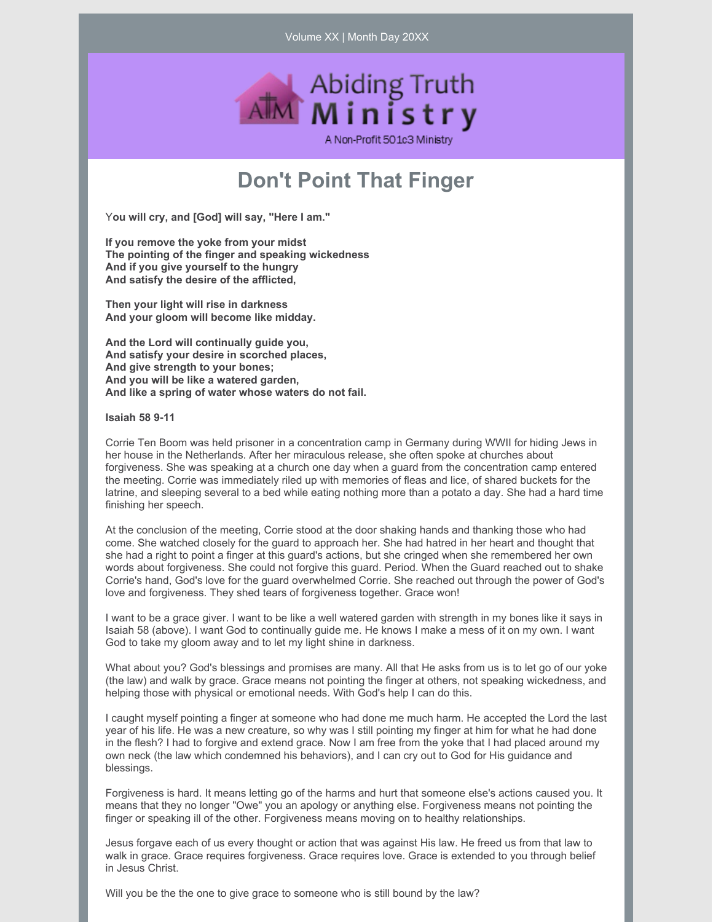Volume XX | Month Day 20XX

Abiding Truth Ministry

A Non-Profit 501c3 Ministry

# Don't Point That Finger

**You will cry, and [God] will say, "Here I am."**

**If you remove the yoke from your midst**
**The pointing of the finger and speaking wickedness**
**And if you give yourself to the hungry**
**And satisfy the desire of the afflicted,**

**Then your light will rise in darkness**
**And your gloom will become like midday.**

**And the Lord will continually guide you,**
**And satisfy your desire in scorched places,**
**And give strength to your bones;**
**And you will be like a watered garden,**
**And like a spring of water whose waters do not fail.**

**Isaiah 58 9-11**

Corrie Ten Boom was held prisoner in a concentration camp in Germany during WWII for hiding Jews in her house in the Netherlands. After her miraculous release, she often spoke at churches about forgiveness. She was speaking at a church one day when a guard from the concentration camp entered the meeting. Corrie was immediately riled up with memories of fleas and lice, of shared buckets for the latrine, and sleeping several to a bed while eating nothing more than a potato a day. She had a hard time finishing her speech.

At the conclusion of the meeting, Corrie stood at the door shaking hands and thanking those who had come. She watched closely for the guard to approach her. She had hatred in her heart and thought that she had a right to point a finger at this guard's actions, but she cringed when she remembered her own words about forgiveness. She could not forgive this guard. Period. When the Guard reached out to shake Corrie's hand, God's love for the guard overwhelmed Corrie. She reached out through the power of God's love and forgiveness. They shed tears of forgiveness together. Grace won!

I want to be a grace giver. I want to be like a well watered garden with strength in my bones like it says in Isaiah 58 (above). I want God to continually guide me. He knows I make a mess of it on my own. I want God to take my gloom away and to let my light shine in darkness.

What about you? God's blessings and promises are many. All that He asks from us is to let go of our yoke (the law) and walk by grace. Grace means not pointing the finger at others, not speaking wickedness, and helping those with physical or emotional needs. With God's help I can do this.

I caught myself pointing a finger at someone who had done me much harm. He accepted the Lord the last year of his life. He was a new creature, so why was I still pointing my finger at him for what he had done in the flesh? I had to forgive and extend grace. Now I am free from the yoke that I had placed around my own neck (the law which condemned his behaviors), and I can cry out to God for His guidance and blessings.

Forgiveness is hard. It means letting go of the harms and hurt that someone else's actions caused you. It means that they no longer "Owe" you an apology or anything else. Forgiveness means not pointing the finger or speaking ill of the other. Forgiveness means moving on to healthy relationships.

Jesus forgave each of us every thought or action that was against His law. He freed us from that law to walk in grace. Grace requires forgiveness. Grace requires love. Grace is extended to you through belief in Jesus Christ.

Will you be the the one to give grace to someone who is still bound by the law?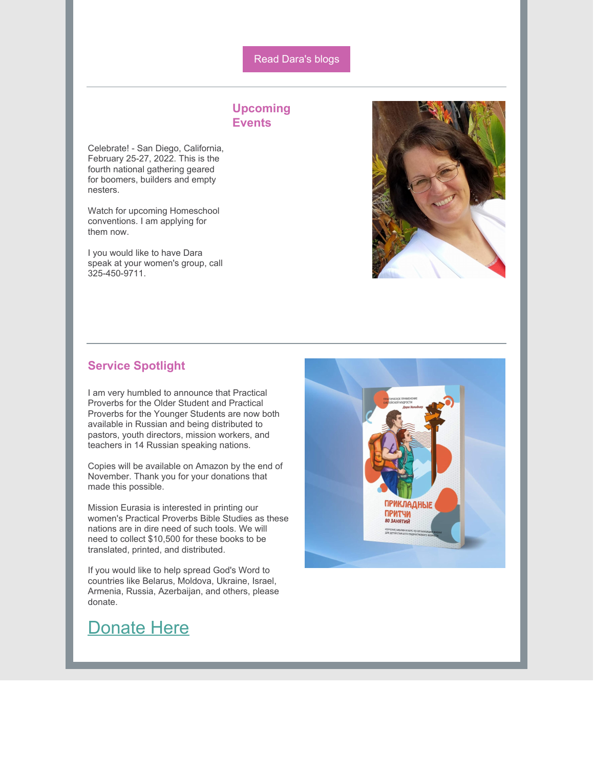Read Dara's blogs

## Upcoming Events

Celebrate! - San Diego, California, February 25-27, 2022. This is the fourth national gathering geared for boomers, builders and empty nesters.

Watch for upcoming Homeschool conventions. I am applying for them now.

I you would like to have Dara speak at your women's group, call 325-450-9711.

## Service Spotlight

I am very humbled to announce that Practical Proverbs for the Older Student and Practical Proverbs for the Younger Students are now both available in Russian and being distributed to pastors, youth directors, mission workers, and teachers in 14 Russian speaking nations.

Copies will be available on Amazon by the end of November. Thank you for your donations that made this possible.

Mission Eurasia is interested in printing our women's Practical Proverbs Bible Studies as these nations are in dire need of such tools. We will need to collect $10,500 for these books to be translated, printed, and distributed.

If you would like to help spread God's Word to countries like Belarus, Moldova, Ukraine, Israel, Armenia, Russia, Azerbaijan, and others, please donate.

## Donate Here